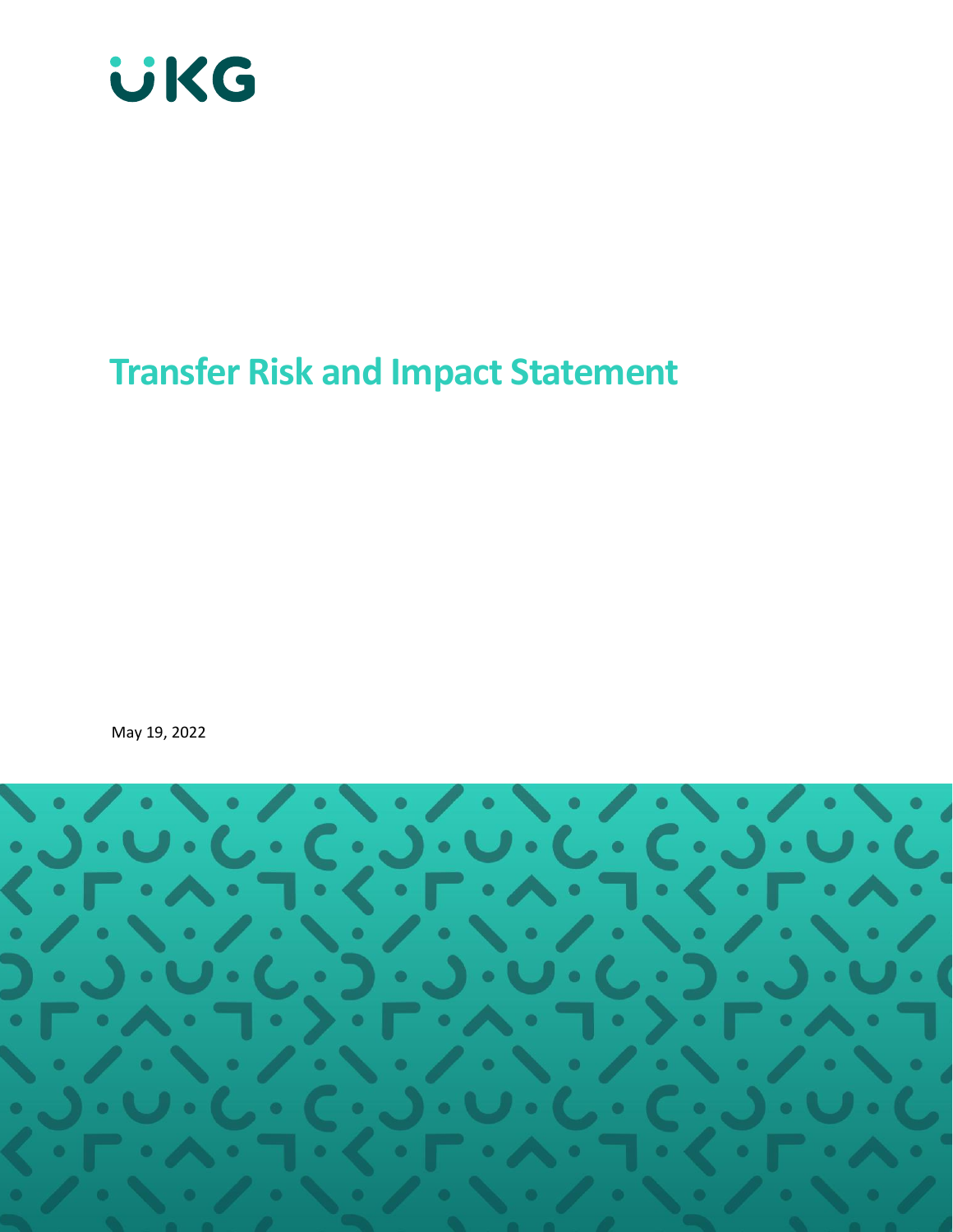UKG

# Transfer Risk and Impact Statement

May 19, 2022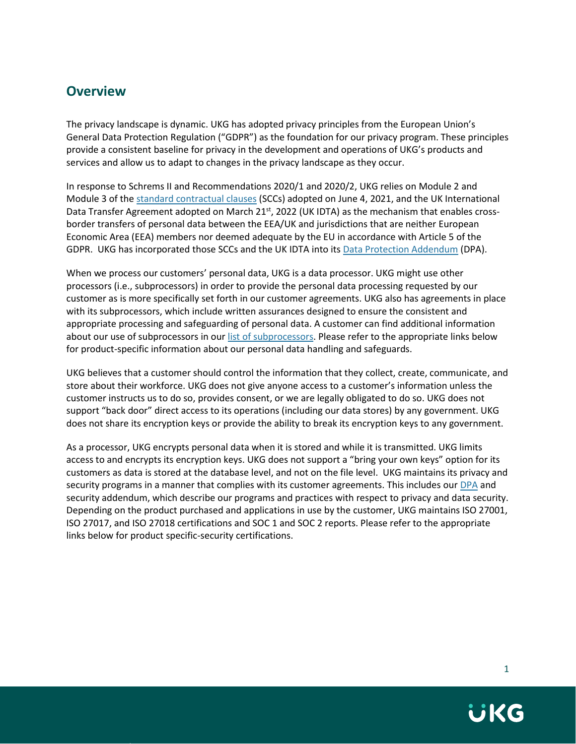## Overview

The privacy landscape is dynamic. UKG has adopted privacy principles from the European Union's General Data Protection Regulation ("GDPR") as the foundation for our privacy program. These principles provide a consistent baseline for privacy in the development and operations of UKG's products and services and allow us to adapt to changes in the privacy landscape as they occur.

In response to Schrems II and Recommendations 2020/1 and 2020/2, UKG relies on Module 2 and Module 3 of the standard contractual clauses (SCCs) adopted on June 4, 2021, and the UK International Data Transfer Agreement adopted on March 21st, 2022 (UK IDTA) as the mechanism that enables cross-border transfers of personal data between the EEA/UK and jurisdictions that are neither European Economic Area (EEA) members nor deemed adequate by the EU in accordance with Article 5 of the GDPR. UKG has incorporated those SCCs and the UK IDTA into its Data Protection Addendum (DPA).

When we process our customers' personal data, UKG is a data processor. UKG might use other processors (i.e., subprocessors) in order to provide the personal data processing requested by our customer as is more specifically set forth in our customer agreements. UKG also has agreements in place with its subprocessors, which include written assurances designed to ensure the consistent and appropriate processing and safeguarding of personal data. A customer can find additional information about our use of subprocessors in our list of subprocessors. Please refer to the appropriate links below for product-specific information about our personal data handling and safeguards.

UKG believes that a customer should control the information that they collect, create, communicate, and store about their workforce. UKG does not give anyone access to a customer's information unless the customer instructs us to do so, provides consent, or we are legally obligated to do so. UKG does not support "back door" direct access to its operations (including our data stores) by any government. UKG does not share its encryption keys or provide the ability to break its encryption keys to any government.

As a processor, UKG encrypts personal data when it is stored and while it is transmitted. UKG limits access to and encrypts its encryption keys. UKG does not support a "bring your own keys" option for its customers as data is stored at the database level, and not on the file level. UKG maintains its privacy and security programs in a manner that complies with its customer agreements. This includes our DPA and security addendum, which describe our programs and practices with respect to privacy and data security. Depending on the product purchased and applications in use by the customer, UKG maintains ISO 27001, ISO 27017, and ISO 27018 certifications and SOC 1 and SOC 2 reports. Please refer to the appropriate links below for product specific-security certifications.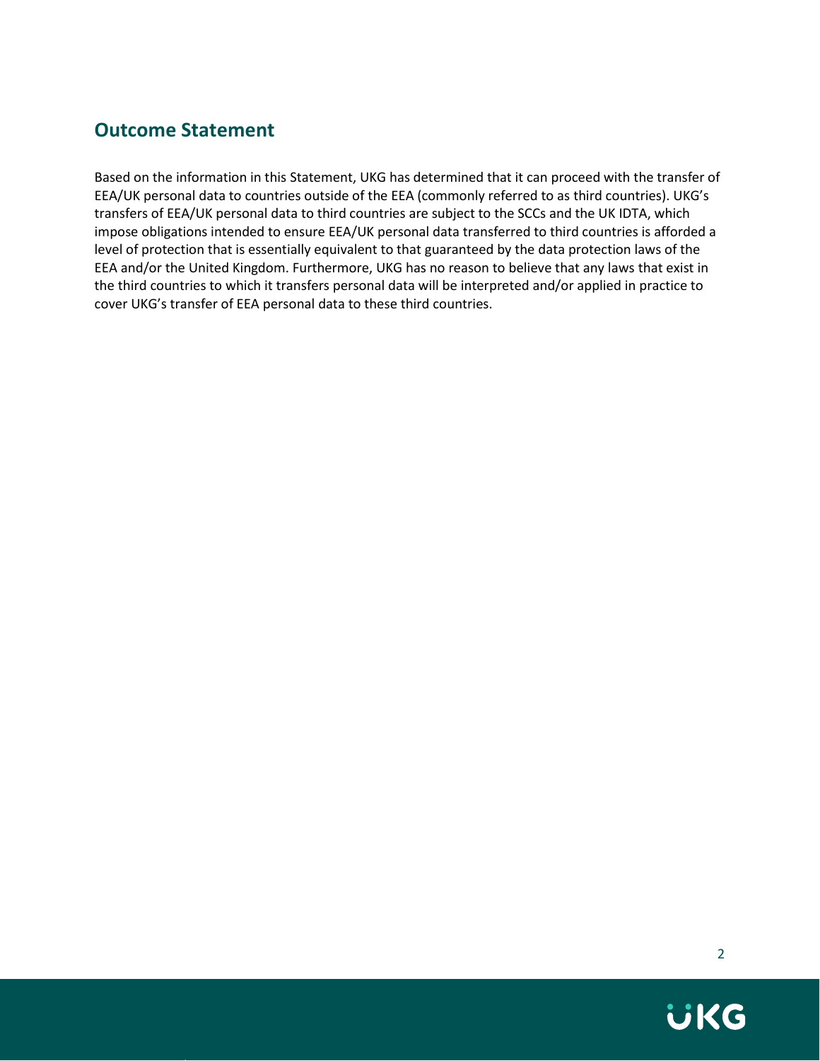## Outcome Statement

Based on the information in this Statement, UKG has determined that it can proceed with the transfer of EEA/UK personal data to countries outside of the EEA (commonly referred to as third countries). UKG's transfers of EEA/UK personal data to third countries are subject to the SCCs and the UK IDTA, which impose obligations intended to ensure EEA/UK personal data transferred to third countries is afforded a level of protection that is essentially equivalent to that guaranteed by the data protection laws of the EEA and/or the United Kingdom. Furthermore, UKG has no reason to believe that any laws that exist in the third countries to which it transfers personal data will be interpreted and/or applied in practice to cover UKG's transfer of EEA personal data to these third countries.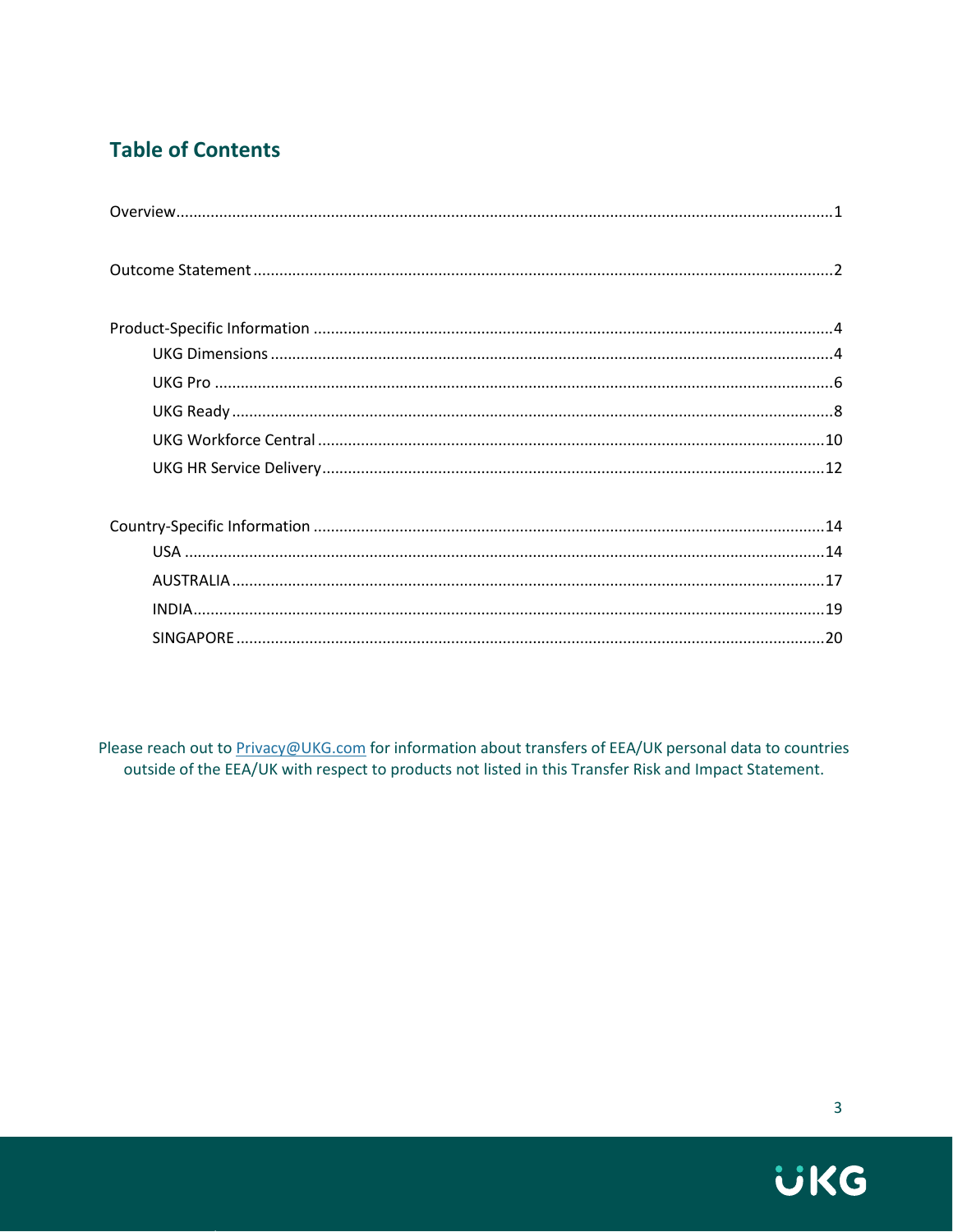## Table of Contents

Overview......................................................................................................................................1

Outcome Statement.....................................................................................................................2

Product-Specific Information.......................................................................................................4

- UKG Dimensions.................................................................................................................4
- UKG Pro..............................................................................................................................6
- UKG Ready..........................................................................................................................8
- UKG Workforce Central.....................................................................................................10
- UKG HR Service Delivery...................................................................................................12

Country-Specific Information.....................................................................................................14

- USA...................................................................................................................................14
- AUSTRALIA........................................................................................................................17
- INDIA.................................................................................................................................19
- SINGAPORE........................................................................................................................20

Please reach out to Privacy@UKG.com for information about transfers of EEA/UK personal data to countries outside of the EEA/UK with respect to products not listed in this Transfer Risk and Impact Statement.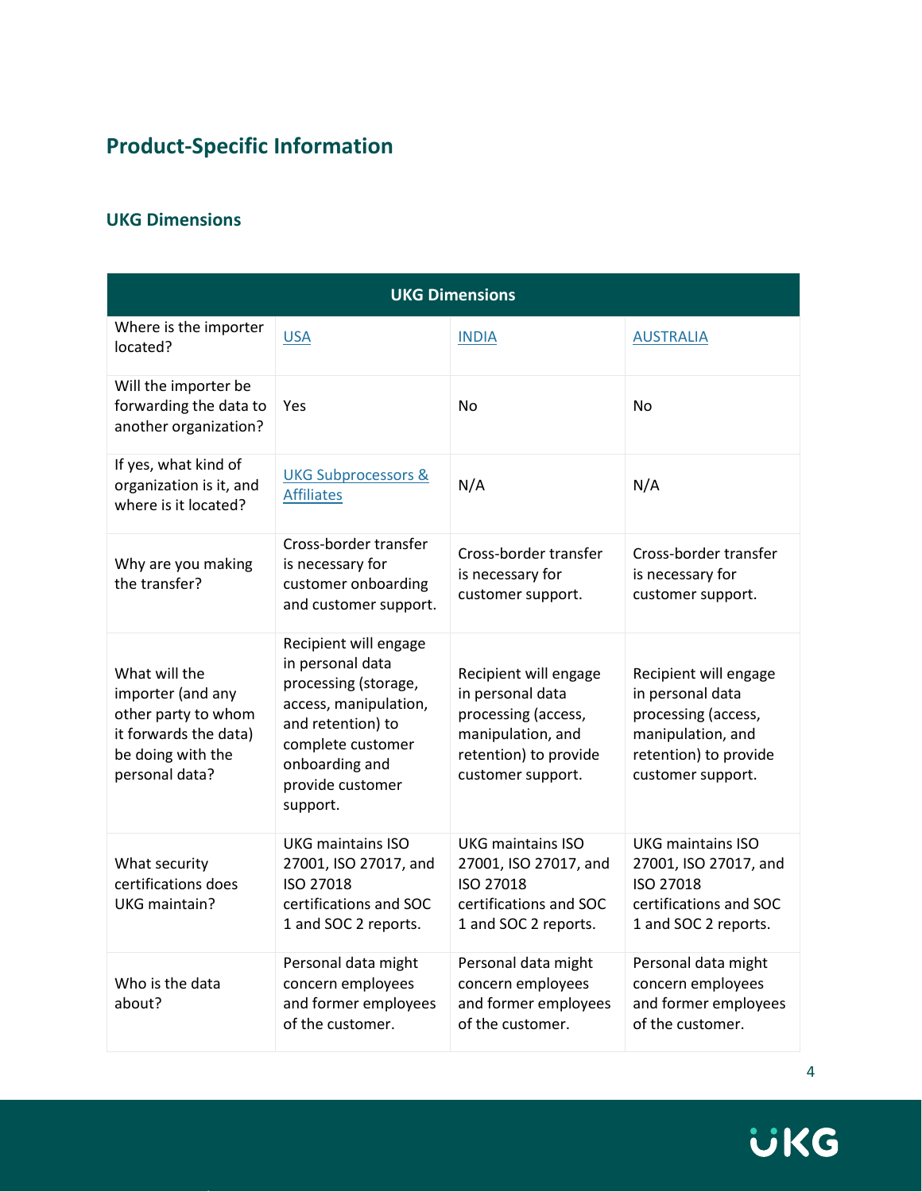## Product-Specific Information

### UKG Dimensions

| UKG Dimensions | | | |
|---|---|---|---|
| Where is the importer located? | USA | INDIA | AUSTRALIA |
| Will the importer be forwarding the data to another organization? | Yes | No | No |
| If yes, what kind of organization is it, and where is it located? | UKG Subprocessors & Affiliates | N/A | N/A |
| Why are you making the transfer? | Cross-border transfer is necessary for customer onboarding and customer support. | Cross-border transfer is necessary for customer support. | Cross-border transfer is necessary for customer support. |
| What will the importer (and any other party to whom it forwards the data) be doing with the personal data? | Recipient will engage in personal data processing (storage, access, manipulation, and retention) to complete customer onboarding and provide customer support. | Recipient will engage in personal data processing (access, manipulation, and retention) to provide customer support. | Recipient will engage in personal data processing (access, manipulation, and retention) to provide customer support. |
| What security certifications does UKG maintain? | UKG maintains ISO 27001, ISO 27017, and ISO 27018 certifications and SOC 1 and SOC 2 reports. | UKG maintains ISO 27001, ISO 27017, and ISO 27018 certifications and SOC 1 and SOC 2 reports. | UKG maintains ISO 27001, ISO 27017, and ISO 27018 certifications and SOC 1 and SOC 2 reports. |
| Who is the data about? | Personal data might concern employees and former employees of the customer. | Personal data might concern employees and former employees of the customer. | Personal data might concern employees and former employees of the customer. |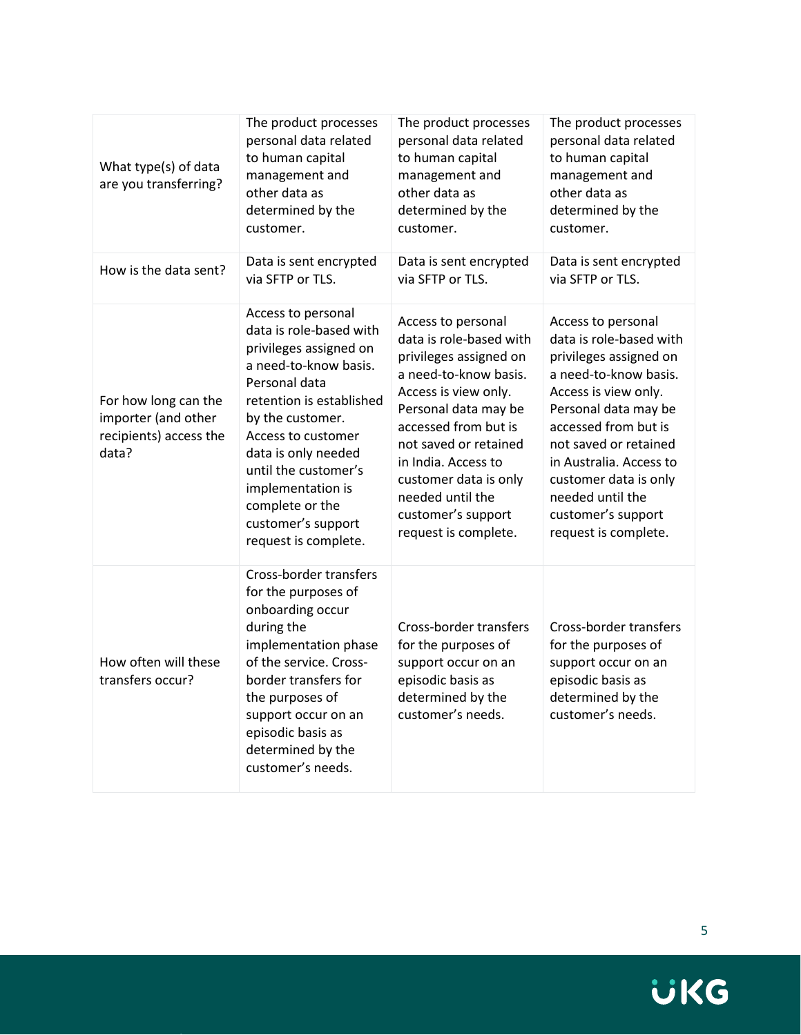| | | | |
|---|---|---|---|
| What type(s) of data are you transferring? | The product processes personal data related to human capital management and other data as determined by the customer. | The product processes personal data related to human capital management and other data as determined by the customer. | The product processes personal data related to human capital management and other data as determined by the customer. |
| How is the data sent? | Data is sent encrypted via SFTP or TLS. | Data is sent encrypted via SFTP or TLS. | Data is sent encrypted via SFTP or TLS. |
| For how long can the importer (and other recipients) access the data? | Access to personal data is role-based with privileges assigned on a need-to-know basis. Personal data retention is established by the customer. Access to customer data is only needed until the customer's implementation is complete or the customer's support request is complete. | Access to personal data is role-based with privileges assigned on a need-to-know basis. Access is view only. Personal data may be accessed from but is not saved or retained in India. Access to customer data is only needed until the customer's support request is complete. | Access to personal data is role-based with privileges assigned on a need-to-know basis. Access is view only. Personal data may be accessed from but is not saved or retained in Australia. Access to customer data is only needed until the customer's support request is complete. |
| How often will these transfers occur? | Cross-border transfers for the purposes of onboarding occur during the implementation phase of the service. Cross-border transfers for the purposes of support occur on an episodic basis as determined by the customer's needs. | Cross-border transfers for the purposes of support occur on an episodic basis as determined by the customer's needs. | Cross-border transfers for the purposes of support occur on an episodic basis as determined by the customer's needs. |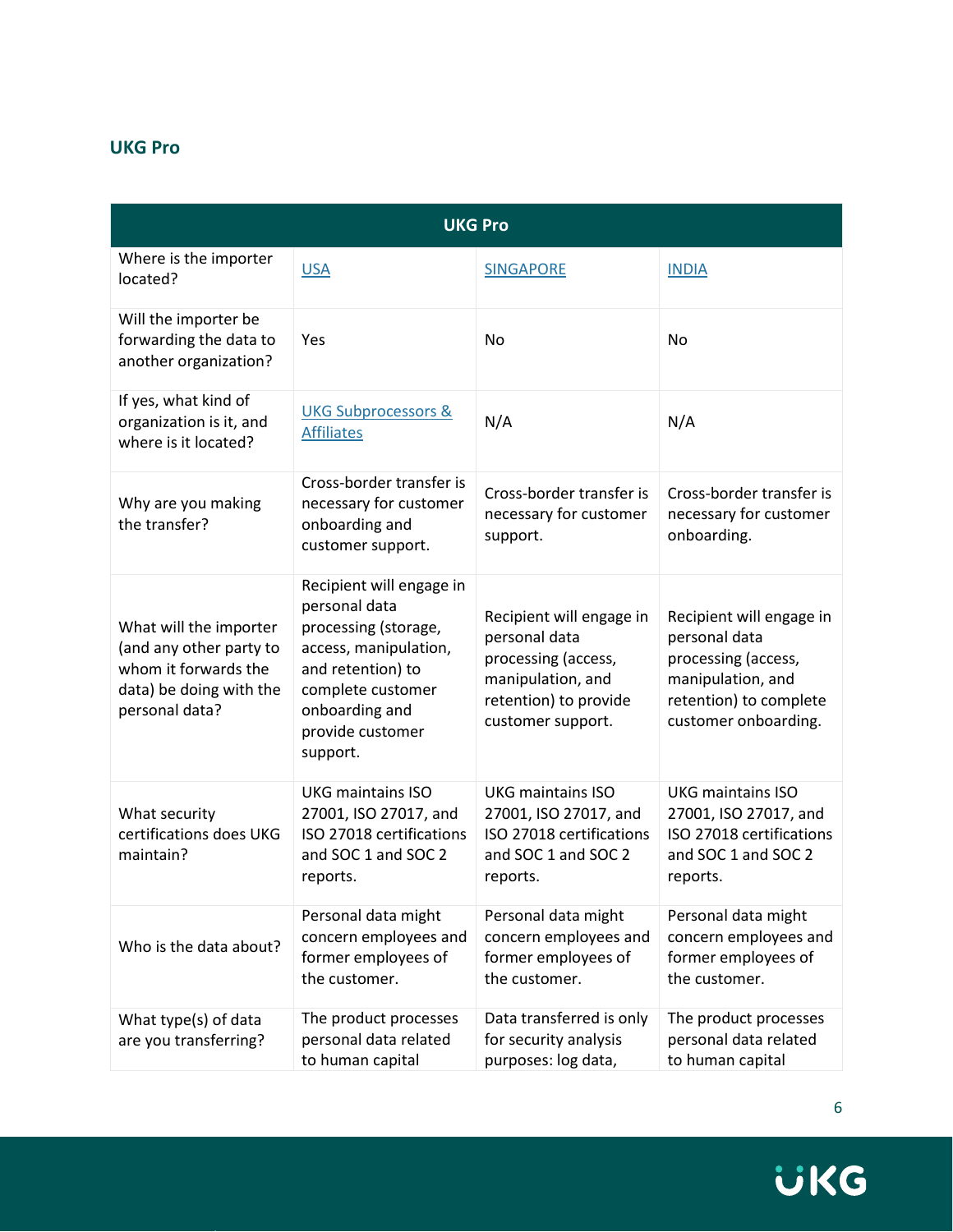## UKG Pro

| UKG Pro | | | |
|---|---|---|---|
| Where is the importer located? | USA | SINGAPORE | INDIA |
| Will the importer be forwarding the data to another organization? | Yes | No | No |
| If yes, what kind of organization is it, and where is it located? | UKG Subprocessors & Affiliates | N/A | N/A |
| Why are you making the transfer? | Cross-border transfer is necessary for customer onboarding and customer support. | Cross-border transfer is necessary for customer support. | Cross-border transfer is necessary for customer onboarding. |
| What will the importer (and any other party to whom it forwards the data) be doing with the personal data? | Recipient will engage in personal data processing (storage, access, manipulation, and retention) to complete customer onboarding and provide customer support. | Recipient will engage in personal data processing (access, manipulation, and retention) to provide customer support. | Recipient will engage in personal data processing (access, manipulation, and retention) to complete customer onboarding. |
| What security certifications does UKG maintain? | UKG maintains ISO 27001, ISO 27017, and ISO 27018 certifications and SOC 1 and SOC 2 reports. | UKG maintains ISO 27001, ISO 27017, and ISO 27018 certifications and SOC 1 and SOC 2 reports. | UKG maintains ISO 27001, ISO 27017, and ISO 27018 certifications and SOC 1 and SOC 2 reports. |
| Who is the data about? | Personal data might concern employees and former employees of the customer. | Personal data might concern employees and former employees of the customer. | Personal data might concern employees and former employees of the customer. |
| What type(s) of data are you transferring? | The product processes personal data related to human capital | Data transferred is only for security analysis purposes: log data, | The product processes personal data related to human capital |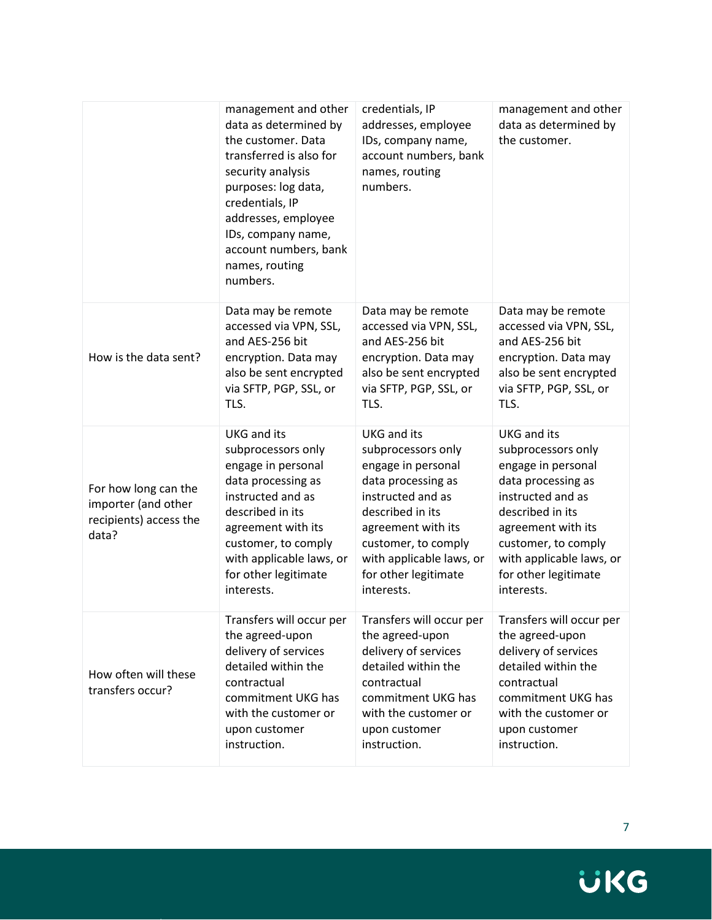| | | | |
|---|---|---|---|
| | management and other data as determined by the customer. Data transferred is also for security analysis purposes: log data, credentials, IP addresses, employee IDs, company name, account numbers, bank names, routing numbers. | credentials, IP addresses, employee IDs, company name, account numbers, bank names, routing numbers. | management and other data as determined by the customer. |
| How is the data sent? | Data may be remote accessed via VPN, SSL, and AES-256 bit encryption. Data may also be sent encrypted via SFTP, PGP, SSL, or TLS. | Data may be remote accessed via VPN, SSL, and AES-256 bit encryption. Data may also be sent encrypted via SFTP, PGP, SSL, or TLS. | Data may be remote accessed via VPN, SSL, and AES-256 bit encryption. Data may also be sent encrypted via SFTP, PGP, SSL, or TLS. |
| For how long can the importer (and other recipients) access the data? | UKG and its subprocessors only engage in personal data processing as instructed and as described in its agreement with its customer, to comply with applicable laws, or for other legitimate interests. | UKG and its subprocessors only engage in personal data processing as instructed and as described in its agreement with its customer, to comply with applicable laws, or for other legitimate interests. | UKG and its subprocessors only engage in personal data processing as instructed and as described in its agreement with its customer, to comply with applicable laws, or for other legitimate interests. |
| How often will these transfers occur? | Transfers will occur per the agreed-upon delivery of services detailed within the contractual commitment UKG has with the customer or upon customer instruction. | Transfers will occur per the agreed-upon delivery of services detailed within the contractual commitment UKG has with the customer or upon customer instruction. | Transfers will occur per the agreed-upon delivery of services detailed within the contractual commitment UKG has with the customer or upon customer instruction. |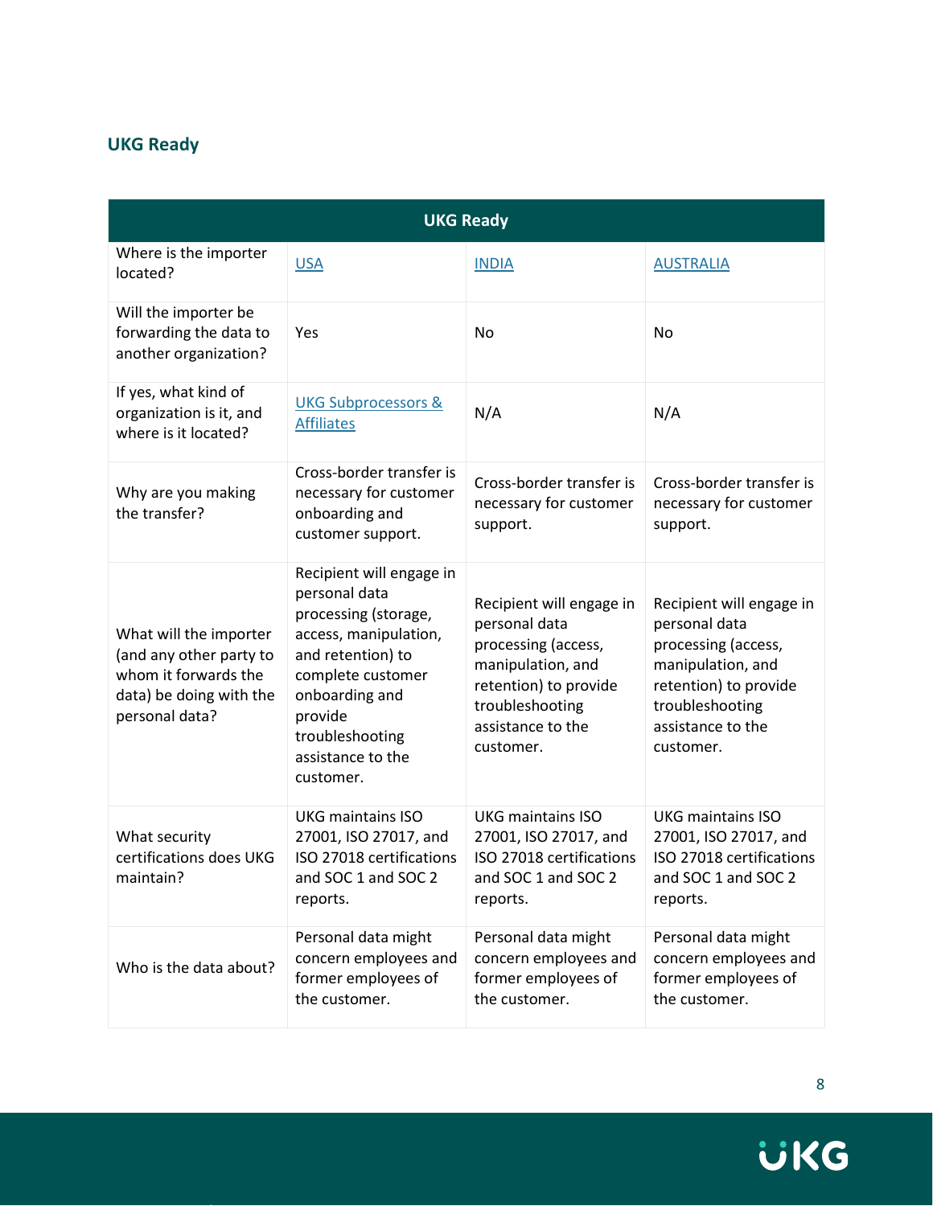## UKG Ready

| UKG Ready | | | |
|---|---|---|---|
| Where is the importer located? | USA | INDIA | AUSTRALIA |
| Will the importer be forwarding the data to another organization? | Yes | No | No |
| If yes, what kind of organization is it, and where is it located? | UKG Subprocessors & Affiliates | N/A | N/A |
| Why are you making the transfer? | Cross-border transfer is necessary for customer onboarding and customer support. | Cross-border transfer is necessary for customer support. | Cross-border transfer is necessary for customer support. |
| What will the importer (and any other party to whom it forwards the data) be doing with the personal data? | Recipient will engage in personal data processing (storage, access, manipulation, and retention) to complete customer onboarding and provide troubleshooting assistance to the customer. | Recipient will engage in personal data processing (access, manipulation, and retention) to provide troubleshooting assistance to the customer. | Recipient will engage in personal data processing (access, manipulation, and retention) to provide troubleshooting assistance to the customer. |
| What security certifications does UKG maintain? | UKG maintains ISO 27001, ISO 27017, and ISO 27018 certifications and SOC 1 and SOC 2 reports. | UKG maintains ISO 27001, ISO 27017, and ISO 27018 certifications and SOC 1 and SOC 2 reports. | UKG maintains ISO 27001, ISO 27017, and ISO 27018 certifications and SOC 1 and SOC 2 reports. |
| Who is the data about? | Personal data might concern employees and former employees of the customer. | Personal data might concern employees and former employees of the customer. | Personal data might concern employees and former employees of the customer. |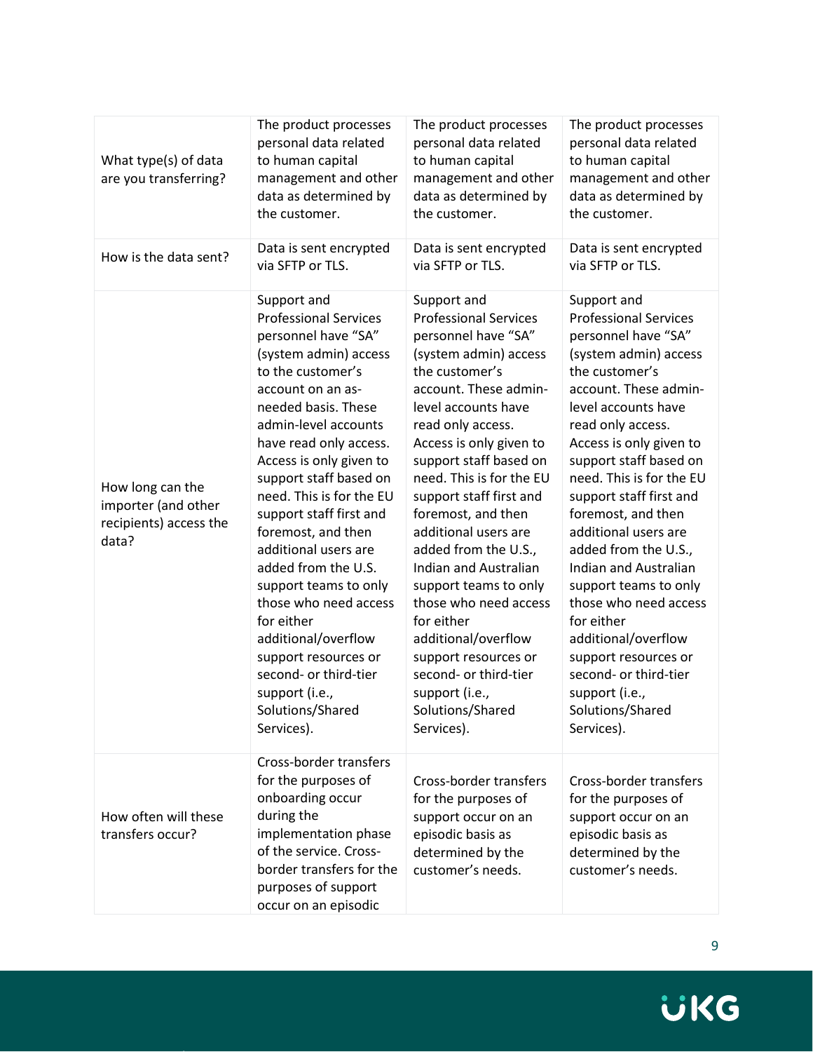| | | | |
|---|---|---|---|
| What type(s) of data are you transferring? | The product processes personal data related to human capital management and other data as determined by the customer. | The product processes personal data related to human capital management and other data as determined by the customer. | The product processes personal data related to human capital management and other data as determined by the customer. |
| How is the data sent? | Data is sent encrypted via SFTP or TLS. | Data is sent encrypted via SFTP or TLS. | Data is sent encrypted via SFTP or TLS. |
| How long can the importer (and other recipients) access the data? | Support and Professional Services personnel have "SA" (system admin) access to the customer's account on an as-needed basis. These admin-level accounts have read only access. Access is only given to support staff based on need. This is for the EU support staff first and foremost, and then additional users are added from the U.S. support teams to only those who need access for either additional/overflow support resources or second- or third-tier support (i.e., Solutions/Shared Services). | Support and Professional Services personnel have "SA" (system admin) access the customer's account. These admin-level accounts have read only access. Access is only given to support staff based on need. This is for the EU support staff first and foremost, and then additional users are added from the U.S., Indian and Australian support teams to only those who need access for either additional/overflow support resources or second- or third-tier support (i.e., Solutions/Shared Services). | Support and Professional Services personnel have "SA" (system admin) access the customer's account. These admin-level accounts have read only access. Access is only given to support staff based on need. This is for the EU support staff first and foremost, and then additional users are added from the U.S., Indian and Australian support teams to only those who need access for either additional/overflow support resources or second- or third-tier support (i.e., Solutions/Shared Services). |
| How often will these transfers occur? | Cross-border transfers for the purposes of onboarding occur during the implementation phase of the service. Cross-border transfers for the purposes of support occur on an episodic | Cross-border transfers for the purposes of support occur on an episodic basis as determined by the customer's needs. | Cross-border transfers for the purposes of support occur on an episodic basis as determined by the customer's needs. |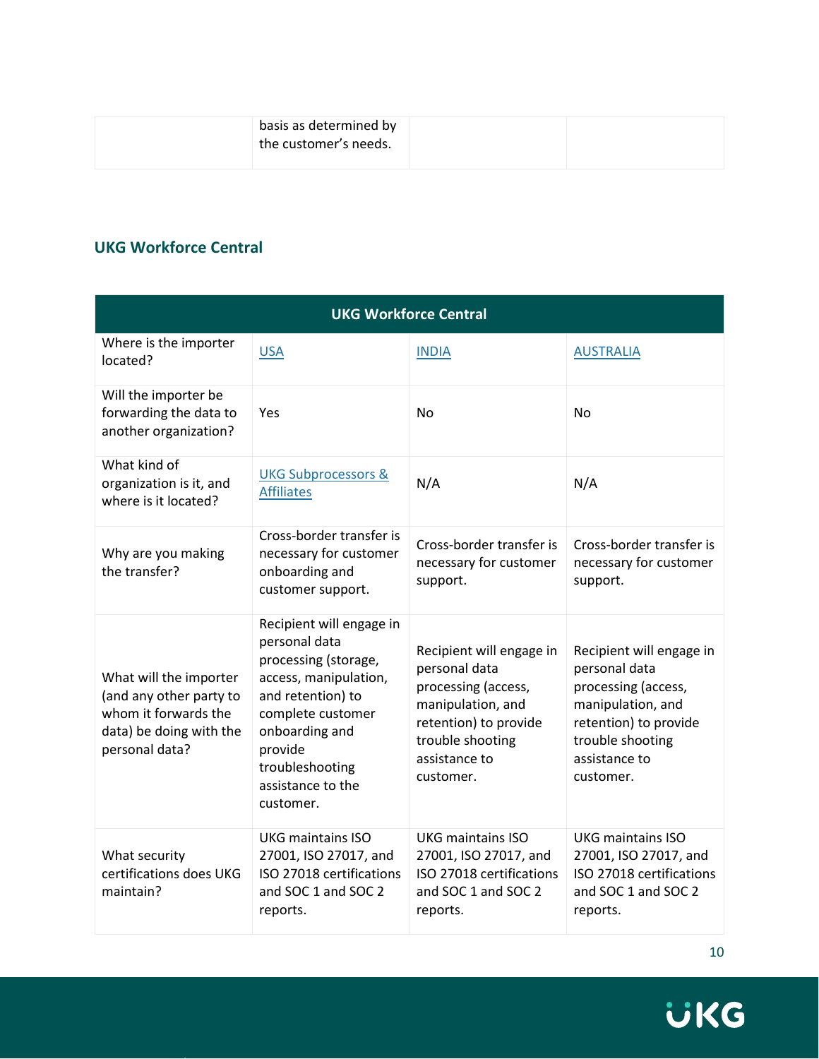| | basis as determined by the customer's needs. | | |
|---|---|---|---|

## UKG Workforce Central

| UKG Workforce Central | | | |
|---|---|---|---|
| Where is the importer located? | USA | INDIA | AUSTRALIA |
| Will the importer be forwarding the data to another organization? | Yes | No | No |
| What kind of organization is it, and where is it located? | UKG Subprocessors & Affiliates | N/A | N/A |
| Why are you making the transfer? | Cross-border transfer is necessary for customer onboarding and customer support. | Cross-border transfer is necessary for customer support. | Cross-border transfer is necessary for customer support. |
| What will the importer (and any other party to whom it forwards the data) be doing with the personal data? | Recipient will engage in personal data processing (storage, access, manipulation, and retention) to complete customer onboarding and provide troubleshooting assistance to the customer. | Recipient will engage in personal data processing (access, manipulation, and retention) to provide trouble shooting assistance to customer. | Recipient will engage in personal data processing (access, manipulation, and retention) to provide trouble shooting assistance to customer. |
| What security certifications does UKG maintain? | UKG maintains ISO 27001, ISO 27017, and ISO 27018 certifications and SOC 1 and SOC 2 reports. | UKG maintains ISO 27001, ISO 27017, and ISO 27018 certifications and SOC 1 and SOC 2 reports. | UKG maintains ISO 27001, ISO 27017, and ISO 27018 certifications and SOC 1 and SOC 2 reports. |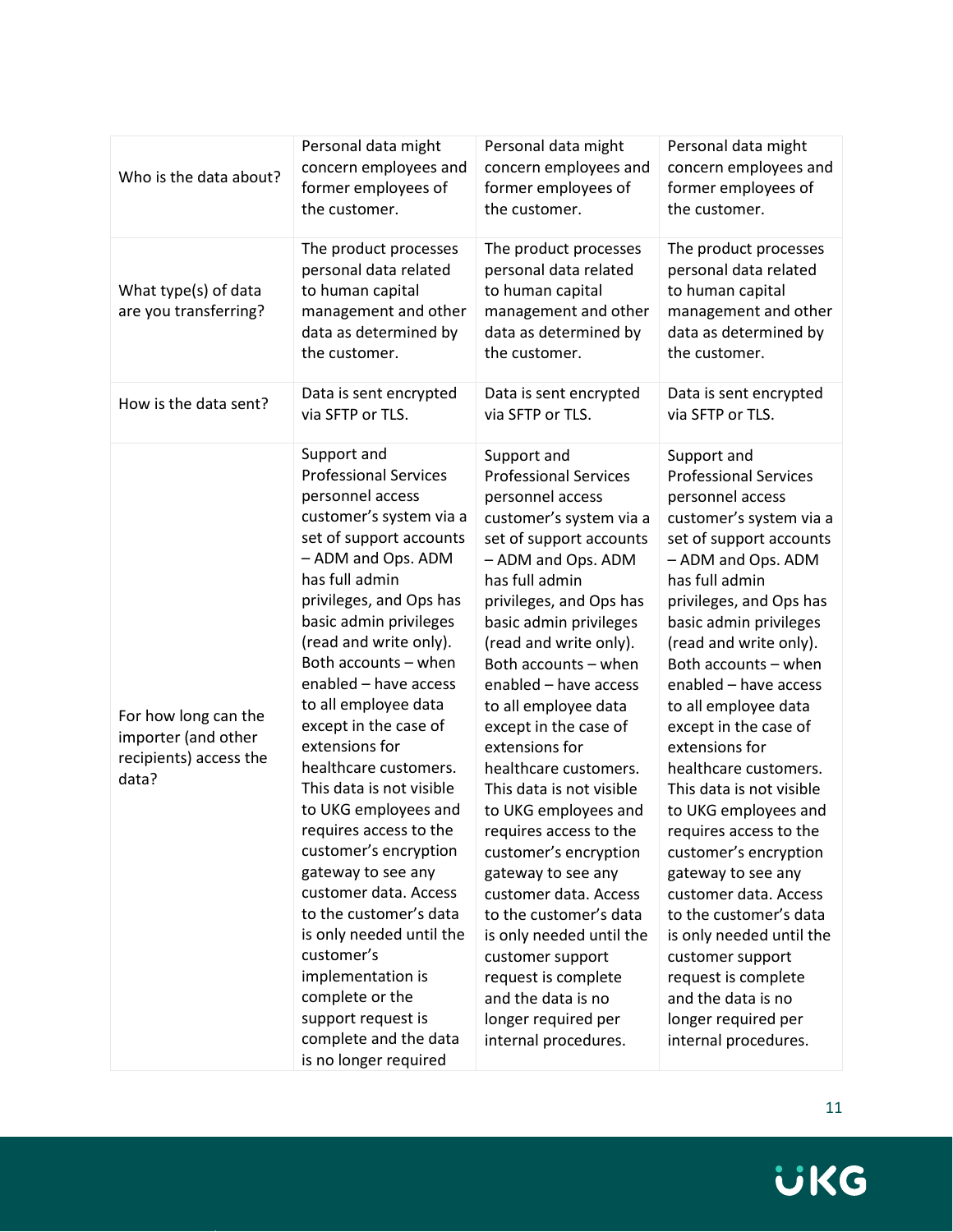| | | | |
|---|---|---|---|
| Who is the data about? | Personal data might concern employees and former employees of the customer. | Personal data might concern employees and former employees of the customer. | Personal data might concern employees and former employees of the customer. |
| What type(s) of data are you transferring? | The product processes personal data related to human capital management and other data as determined by the customer. | The product processes personal data related to human capital management and other data as determined by the customer. | The product processes personal data related to human capital management and other data as determined by the customer. |
| How is the data sent? | Data is sent encrypted via SFTP or TLS. | Data is sent encrypted via SFTP or TLS. | Data is sent encrypted via SFTP or TLS. |
| For how long can the importer (and other recipients) access the data? | Support and Professional Services personnel access customer's system via a set of support accounts – ADM and Ops. ADM has full admin privileges, and Ops has basic admin privileges (read and write only). Both accounts – when enabled – have access to all employee data except in the case of extensions for healthcare customers. This data is not visible to UKG employees and requires access to the customer's encryption gateway to see any customer data. Access to the customer's data is only needed until the customer's implementation is complete or the support request is complete and the data is no longer required | Support and Professional Services personnel access customer's system via a set of support accounts – ADM and Ops. ADM has full admin privileges, and Ops has basic admin privileges (read and write only). Both accounts – when enabled – have access to all employee data except in the case of extensions for healthcare customers. This data is not visible to UKG employees and requires access to the customer's encryption gateway to see any customer data. Access to the customer's data is only needed until the customer support request is complete and the data is no longer required per internal procedures. | Support and Professional Services personnel access customer's system via a set of support accounts – ADM and Ops. ADM has full admin privileges, and Ops has basic admin privileges (read and write only). Both accounts – when enabled – have access to all employee data except in the case of extensions for healthcare customers. This data is not visible to UKG employees and requires access to the customer's encryption gateway to see any customer data. Access to the customer's data is only needed until the customer support request is complete and the data is no longer required per internal procedures. |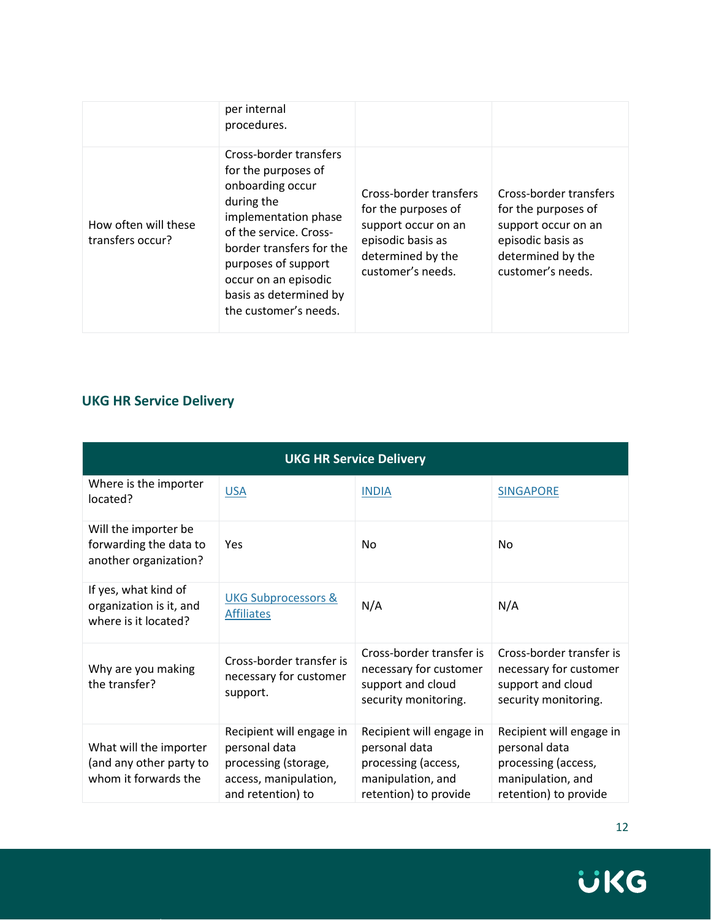| | | | |
|---|---|---|---|
| | per internal procedures. | | |
| How often will these transfers occur? | Cross-border transfers for the purposes of onboarding occur during the implementation phase of the service. Cross-border transfers for the purposes of support occur on an episodic basis as determined by the customer's needs. | Cross-border transfers for the purposes of support occur on an episodic basis as determined by the customer's needs. | Cross-border transfers for the purposes of support occur on an episodic basis as determined by the customer's needs. |

## UKG HR Service Delivery

| UKG HR Service Delivery | | | |
|---|---|---|---|
| Where is the importer located? | USA | INDIA | SINGAPORE |
| Will the importer be forwarding the data to another organization? | Yes | No | No |
| If yes, what kind of organization is it, and where is it located? | UKG Subprocessors & Affiliates | N/A | N/A |
| Why are you making the transfer? | Cross-border transfer is necessary for customer support. | Cross-border transfer is necessary for customer support and cloud security monitoring. | Cross-border transfer is necessary for customer support and cloud security monitoring. |
| What will the importer (and any other party to whom it forwards the | Recipient will engage in personal data processing (storage, access, manipulation, and retention) to | Recipient will engage in personal data processing (access, manipulation, and retention) to provide | Recipient will engage in personal data processing (access, manipulation, and retention) to provide |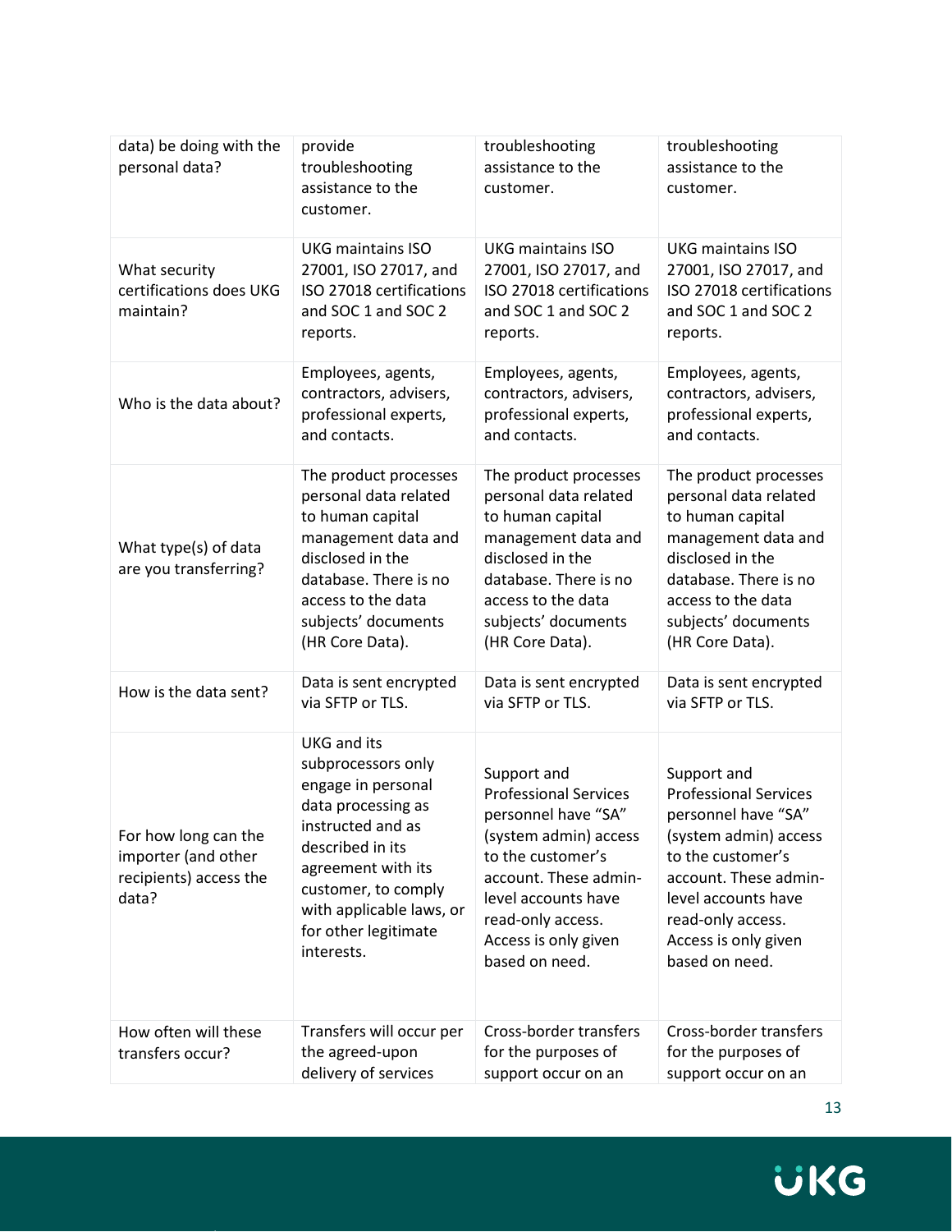| data) be doing with the personal data? | provide troubleshooting assistance to the customer. | troubleshooting assistance to the customer. | troubleshooting assistance to the customer. |
|---|---|---|---|
| What security certifications does UKG maintain? | UKG maintains ISO 27001, ISO 27017, and ISO 27018 certifications and SOC 1 and SOC 2 reports. | UKG maintains ISO 27001, ISO 27017, and ISO 27018 certifications and SOC 1 and SOC 2 reports. | UKG maintains ISO 27001, ISO 27017, and ISO 27018 certifications and SOC 1 and SOC 2 reports. |
| Who is the data about? | Employees, agents, contractors, advisers, professional experts, and contacts. | Employees, agents, contractors, advisers, professional experts, and contacts. | Employees, agents, contractors, advisers, professional experts, and contacts. |
| What type(s) of data are you transferring? | The product processes personal data related to human capital management data and disclosed in the database. There is no access to the data subjects' documents (HR Core Data). | The product processes personal data related to human capital management data and disclosed in the database. There is no access to the data subjects' documents (HR Core Data). | The product processes personal data related to human capital management data and disclosed in the database. There is no access to the data subjects' documents (HR Core Data). |
| How is the data sent? | Data is sent encrypted via SFTP or TLS. | Data is sent encrypted via SFTP or TLS. | Data is sent encrypted via SFTP or TLS. |
| For how long can the importer (and other recipients) access the data? | UKG and its subprocessors only engage in personal data processing as instructed and as described in its agreement with its customer, to comply with applicable laws, or for other legitimate interests. | Support and Professional Services personnel have "SA" (system admin) access to the customer's account. These admin-level accounts have read-only access. Access is only given based on need. | Support and Professional Services personnel have "SA" (system admin) access to the customer's account. These admin-level accounts have read-only access. Access is only given based on need. |
| How often will these transfers occur? | Transfers will occur per the agreed-upon delivery of services | Cross-border transfers for the purposes of support occur on an | Cross-border transfers for the purposes of support occur on an |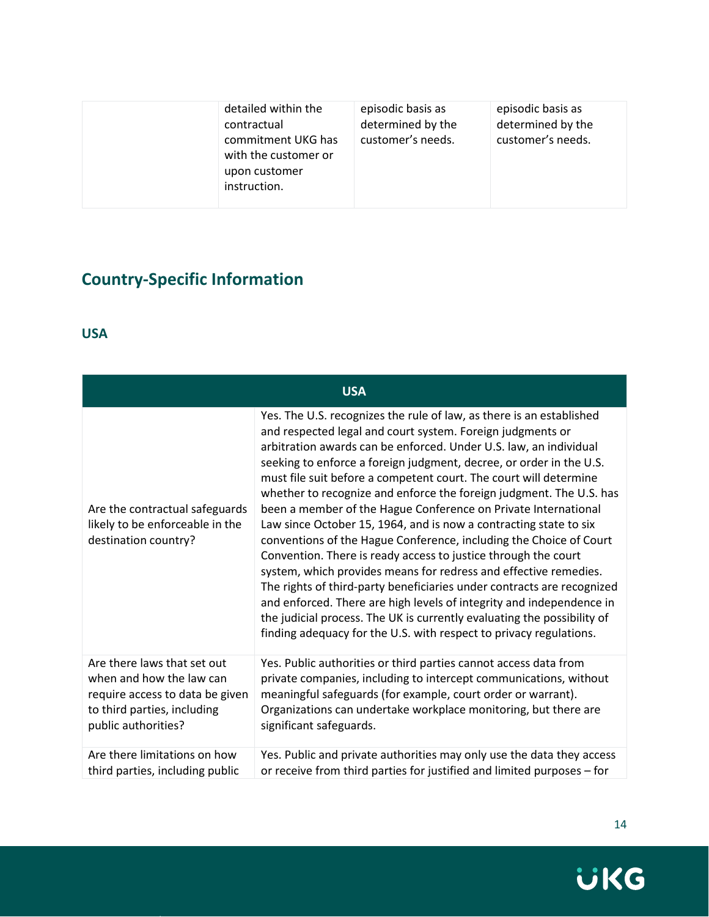| | detailed within the contractual commitment UKG has with the customer or upon customer instruction. | episodic basis as determined by the customer's needs. | episodic basis as determined by the customer's needs. |
|---|---|---|---|

## Country-Specific Information

### USA

| USA | |
|---|---|
| Are the contractual safeguards likely to be enforceable in the destination country? | Yes. The U.S. recognizes the rule of law, as there is an established and respected legal and court system. Foreign judgments or arbitration awards can be enforced. Under U.S. law, an individual seeking to enforce a foreign judgment, decree, or order in the U.S. must file suit before a competent court. The court will determine whether to recognize and enforce the foreign judgment. The U.S. has been a member of the Hague Conference on Private International Law since October 15, 1964, and is now a contracting state to six conventions of the Hague Conference, including the Choice of Court Convention. There is ready access to justice through the court system, which provides means for redress and effective remedies. The rights of third-party beneficiaries under contracts are recognized and enforced. There are high levels of integrity and independence in the judicial process. The UK is currently evaluating the possibility of finding adequacy for the U.S. with respect to privacy regulations. |
| Are there laws that set out when and how the law can require access to data be given to third parties, including public authorities? | Yes. Public authorities or third parties cannot access data from private companies, including to intercept communications, without meaningful safeguards (for example, court order or warrant). Organizations can undertake workplace monitoring, but there are significant safeguards. |
| Are there limitations on how third parties, including public | Yes. Public and private authorities may only use the data they access or receive from third parties for justified and limited purposes – for |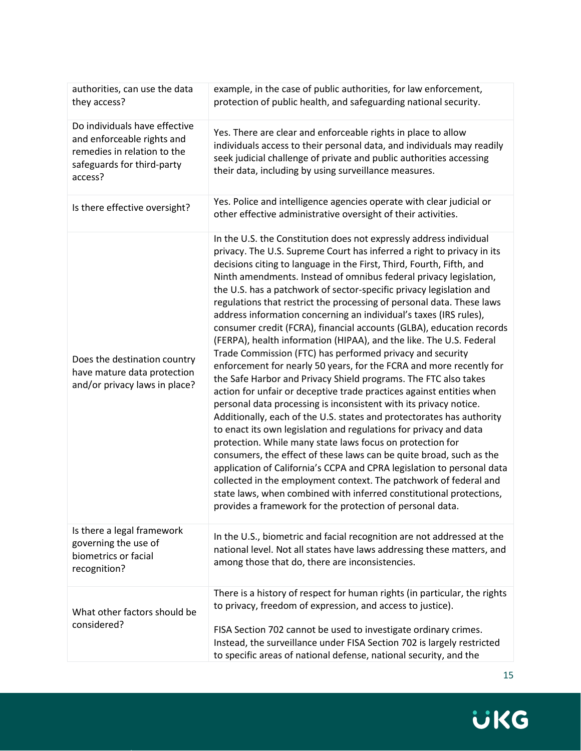| | |
|---|---|
| authorities, can use the data they access? | example, in the case of public authorities, for law enforcement, protection of public health, and safeguarding national security. |
| Do individuals have effective and enforceable rights and remedies in relation to the safeguards for third-party access? | Yes. There are clear and enforceable rights in place to allow individuals access to their personal data, and individuals may readily seek judicial challenge of private and public authorities accessing their data, including by using surveillance measures. |
| Is there effective oversight? | Yes. Police and intelligence agencies operate with clear judicial or other effective administrative oversight of their activities. |
| Does the destination country have mature data protection and/or privacy laws in place? | In the U.S. the Constitution does not expressly address individual privacy. The U.S. Supreme Court has inferred a right to privacy in its decisions citing to language in the First, Third, Fourth, Fifth, and Ninth amendments. Instead of omnibus federal privacy legislation, the U.S. has a patchwork of sector-specific privacy legislation and regulations that restrict the processing of personal data. These laws address information concerning an individual's taxes (IRS rules), consumer credit (FCRA), financial accounts (GLBA), education records (FERPA), health information (HIPAA), and the like. The U.S. Federal Trade Commission (FTC) has performed privacy and security enforcement for nearly 50 years, for the FCRA and more recently for the Safe Harbor and Privacy Shield programs. The FTC also takes action for unfair or deceptive trade practices against entities when personal data processing is inconsistent with its privacy notice. Additionally, each of the U.S. states and protectorates has authority to enact its own legislation and regulations for privacy and data protection. While many state laws focus on protection for consumers, the effect of these laws can be quite broad, such as the application of California's CCPA and CPRA legislation to personal data collected in the employment context. The patchwork of federal and state laws, when combined with inferred constitutional protections, provides a framework for the protection of personal data. |
| Is there a legal framework governing the use of biometrics or facial recognition? | In the U.S., biometric and facial recognition are not addressed at the national level. Not all states have laws addressing these matters, and among those that do, there are inconsistencies. |
| What other factors should be considered? | There is a history of respect for human rights (in particular, the rights to privacy, freedom of expression, and access to justice).<br><br>FISA Section 702 cannot be used to investigate ordinary crimes. Instead, the surveillance under FISA Section 702 is largely restricted to specific areas of national defense, national security, and the |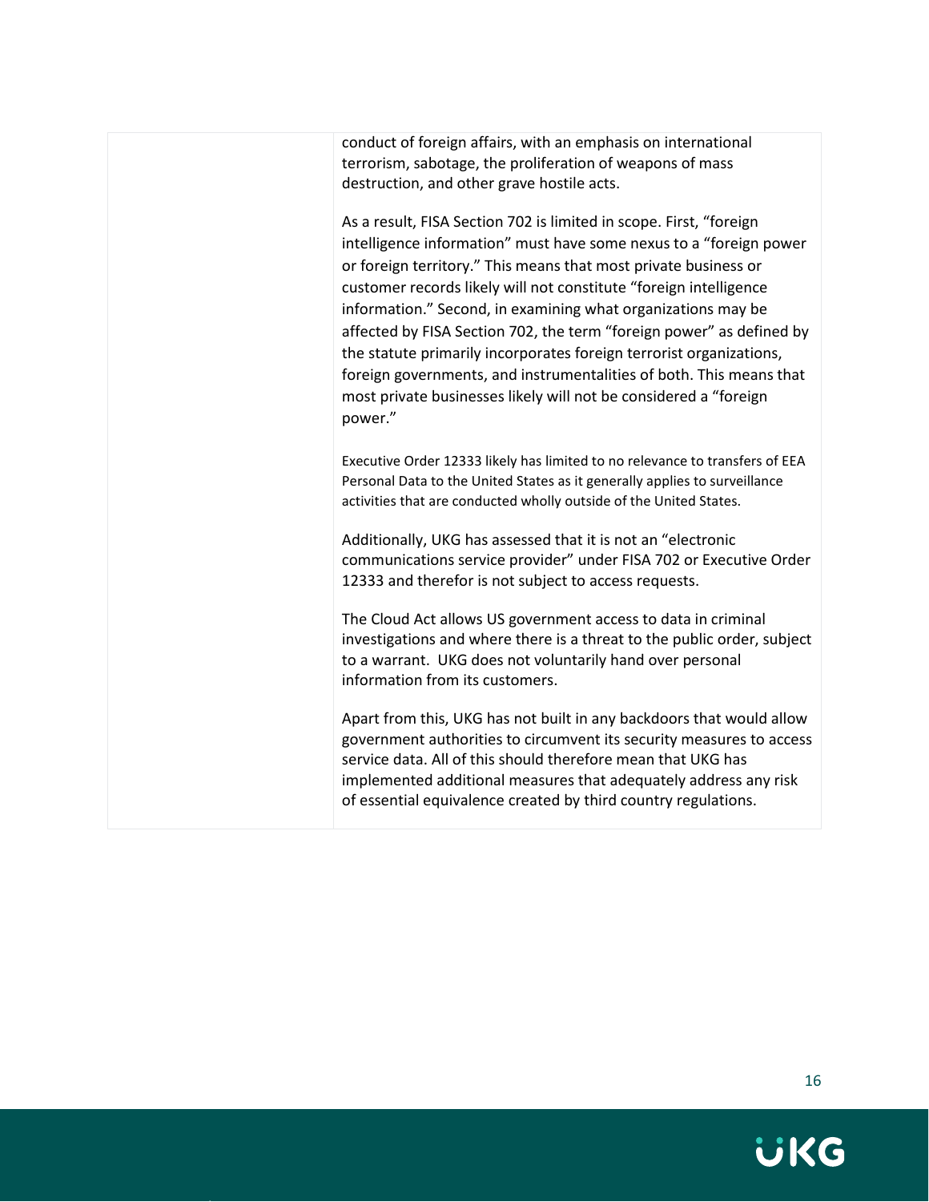| | conduct of foreign affairs, with an emphasis on international terrorism, sabotage, the proliferation of weapons of mass destruction, and other grave hostile acts.<br><br>As a result, FISA Section 702 is limited in scope. First, "foreign intelligence information" must have some nexus to a "foreign power or foreign territory." This means that most private business or customer records likely will not constitute "foreign intelligence information." Second, in examining what organizations may be affected by FISA Section 702, the term "foreign power" as defined by the statute primarily incorporates foreign terrorist organizations, foreign governments, and instrumentalities of both. This means that most private businesses likely will not be considered a "foreign power."<br><br>Executive Order 12333 likely has limited to no relevance to transfers of EEA Personal Data to the United States as it generally applies to surveillance activities that are conducted wholly outside of the United States.<br><br>Additionally, UKG has assessed that it is not an "electronic communications service provider" under FISA 702 or Executive Order 12333 and therefor is not subject to access requests.<br><br>The Cloud Act allows US government access to data in criminal investigations and where there is a threat to the public order, subject to a warrant. UKG does not voluntarily hand over personal information from its customers.<br><br>Apart from this, UKG has not built in any backdoors that would allow government authorities to circumvent its security measures to access service data. All of this should therefore mean that UKG has implemented additional measures that adequately address any risk of essential equivalence created by third country regulations. |
|---|---|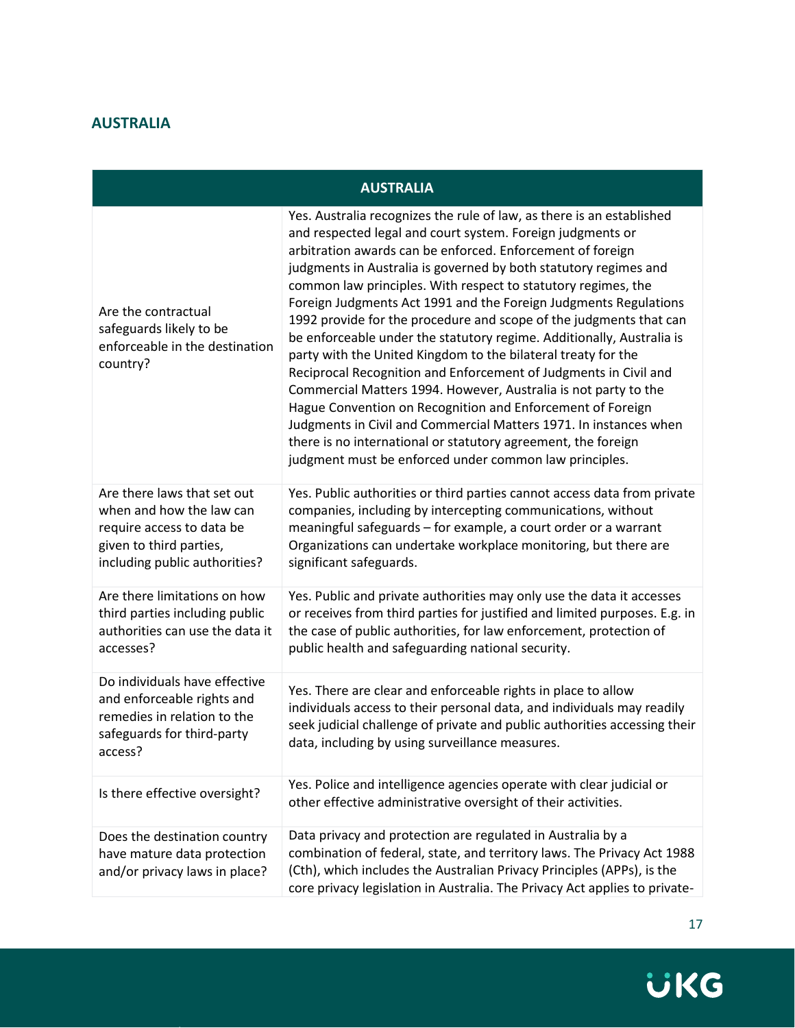## AUSTRALIA

| AUSTRALIA | |
|---|---|
| Are the contractual safeguards likely to be enforceable in the destination country? | Yes. Australia recognizes the rule of law, as there is an established and respected legal and court system. Foreign judgments or arbitration awards can be enforced. Enforcement of foreign judgments in Australia is governed by both statutory regimes and common law principles. With respect to statutory regimes, the Foreign Judgments Act 1991 and the Foreign Judgments Regulations 1992 provide for the procedure and scope of the judgments that can be enforceable under the statutory regime. Additionally, Australia is party with the United Kingdom to the bilateral treaty for the Reciprocal Recognition and Enforcement of Judgments in Civil and Commercial Matters 1994. However, Australia is not party to the Hague Convention on Recognition and Enforcement of Foreign Judgments in Civil and Commercial Matters 1971. In instances when there is no international or statutory agreement, the foreign judgment must be enforced under common law principles. |
| Are there laws that set out when and how the law can require access to data be given to third parties, including public authorities? | Yes. Public authorities or third parties cannot access data from private companies, including by intercepting communications, without meaningful safeguards – for example, a court order or a warrant Organizations can undertake workplace monitoring, but there are significant safeguards. |
| Are there limitations on how third parties including public authorities can use the data it accesses? | Yes. Public and private authorities may only use the data it accesses or receives from third parties for justified and limited purposes. E.g. in the case of public authorities, for law enforcement, protection of public health and safeguarding national security. |
| Do individuals have effective and enforceable rights and remedies in relation to the safeguards for third-party access? | Yes. There are clear and enforceable rights in place to allow individuals access to their personal data, and individuals may readily seek judicial challenge of private and public authorities accessing their data, including by using surveillance measures. |
| Is there effective oversight? | Yes. Police and intelligence agencies operate with clear judicial or other effective administrative oversight of their activities. |
| Does the destination country have mature data protection and/or privacy laws in place? | Data privacy and protection are regulated in Australia by a combination of federal, state, and territory laws. The Privacy Act 1988 (Cth), which includes the Australian Privacy Principles (APPs), is the core privacy legislation in Australia. The Privacy Act applies to private- |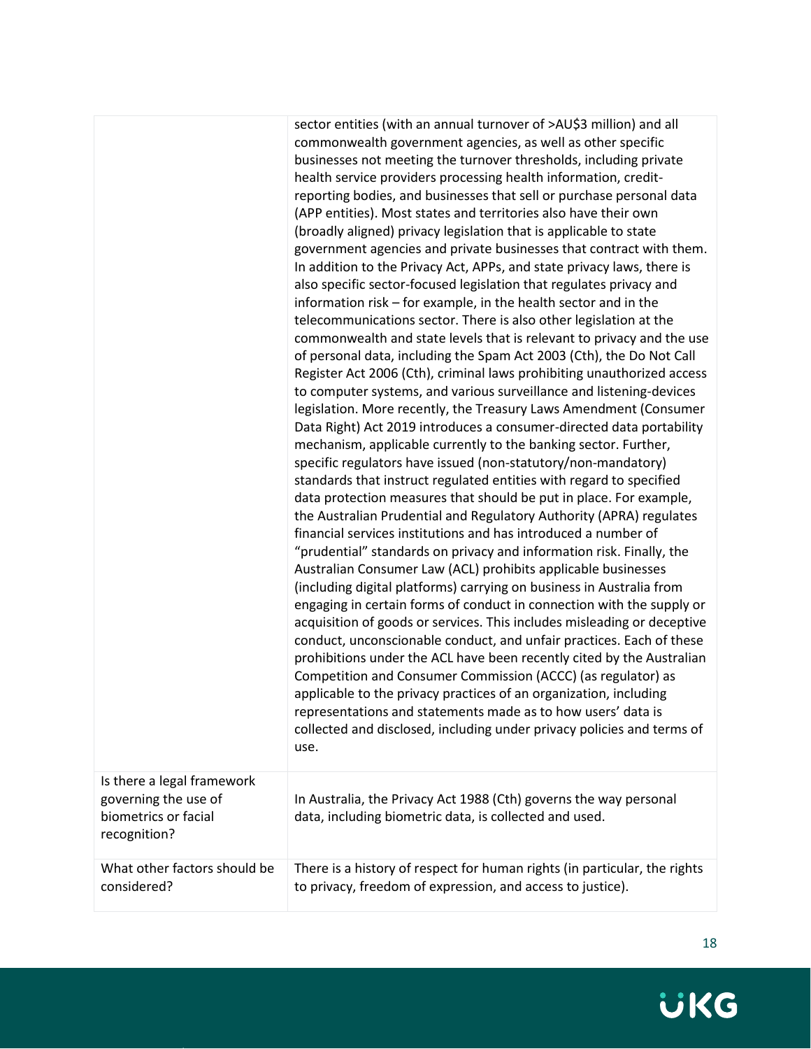| | |
|---|---|
| | sector entities (with an annual turnover of >AU$3 million) and all commonwealth government agencies, as well as other specific businesses not meeting the turnover thresholds, including private health service providers processing health information, credit-reporting bodies, and businesses that sell or purchase personal data (APP entities). Most states and territories also have their own (broadly aligned) privacy legislation that is applicable to state government agencies and private businesses that contract with them. In addition to the Privacy Act, APPs, and state privacy laws, there is also specific sector-focused legislation that regulates privacy and information risk – for example, in the health sector and in the telecommunications sector. There is also other legislation at the commonwealth and state levels that is relevant to privacy and the use of personal data, including the Spam Act 2003 (Cth), the Do Not Call Register Act 2006 (Cth), criminal laws prohibiting unauthorized access to computer systems, and various surveillance and listening-devices legislation. More recently, the Treasury Laws Amendment (Consumer Data Right) Act 2019 introduces a consumer-directed data portability mechanism, applicable currently to the banking sector. Further, specific regulators have issued (non-statutory/non-mandatory) standards that instruct regulated entities with regard to specified data protection measures that should be put in place. For example, the Australian Prudential and Regulatory Authority (APRA) regulates financial services institutions and has introduced a number of "prudential" standards on privacy and information risk. Finally, the Australian Consumer Law (ACL) prohibits applicable businesses (including digital platforms) carrying on business in Australia from engaging in certain forms of conduct in connection with the supply or acquisition of goods or services. This includes misleading or deceptive conduct, unconscionable conduct, and unfair practices. Each of these prohibitions under the ACL have been recently cited by the Australian Competition and Consumer Commission (ACCC) (as regulator) as applicable to the privacy practices of an organization, including representations and statements made as to how users' data is collected and disclosed, including under privacy policies and terms of use. |
| Is there a legal framework governing the use of biometrics or facial recognition? | In Australia, the Privacy Act 1988 (Cth) governs the way personal data, including biometric data, is collected and used. |
| What other factors should be considered? | There is a history of respect for human rights (in particular, the rights to privacy, freedom of expression, and access to justice). |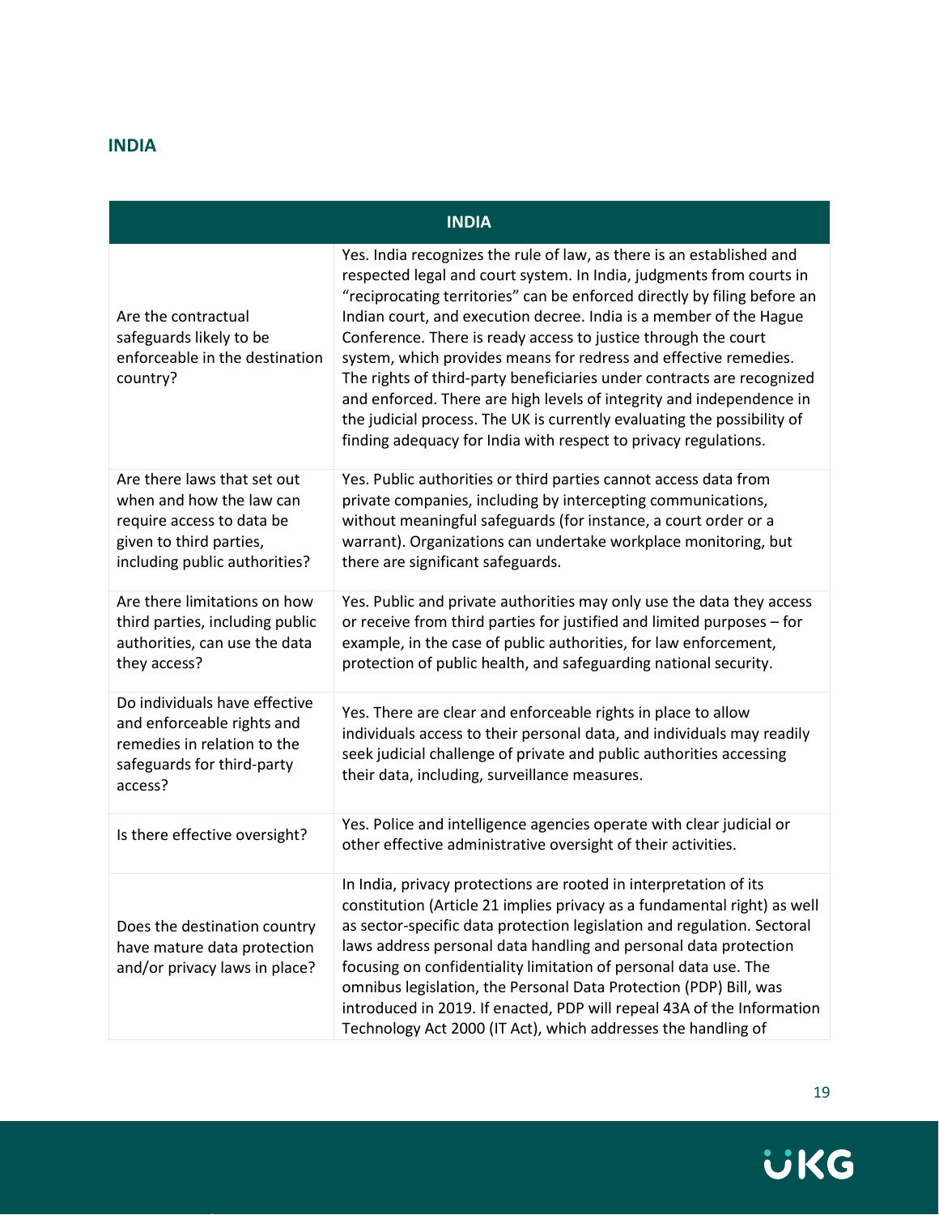## INDIA

| INDIA | |
|---|---|
| Are the contractual safeguards likely to be enforceable in the destination country? | Yes. India recognizes the rule of law, as there is an established and respected legal and court system. In India, judgments from courts in "reciprocating territories" can be enforced directly by filing before an Indian court, and execution decree. India is a member of the Hague Conference. There is ready access to justice through the court system, which provides means for redress and effective remedies. The rights of third-party beneficiaries under contracts are recognized and enforced. There are high levels of integrity and independence in the judicial process. The UK is currently evaluating the possibility of finding adequacy for India with respect to privacy regulations. |
| Are there laws that set out when and how the law can require access to data be given to third parties, including public authorities? | Yes. Public authorities or third parties cannot access data from private companies, including by intercepting communications, without meaningful safeguards (for instance, a court order or a warrant). Organizations can undertake workplace monitoring, but there are significant safeguards. |
| Are there limitations on how third parties, including public authorities, can use the data they access? | Yes. Public and private authorities may only use the data they access or receive from third parties for justified and limited purposes – for example, in the case of public authorities, for law enforcement, protection of public health, and safeguarding national security. |
| Do individuals have effective and enforceable rights and remedies in relation to the safeguards for third-party access? | Yes. There are clear and enforceable rights in place to allow individuals access to their personal data, and individuals may readily seek judicial challenge of private and public authorities accessing their data, including, surveillance measures. |
| Is there effective oversight? | Yes. Police and intelligence agencies operate with clear judicial or other effective administrative oversight of their activities. |
| Does the destination country have mature data protection and/or privacy laws in place? | In India, privacy protections are rooted in interpretation of its constitution (Article 21 implies privacy as a fundamental right) as well as sector-specific data protection legislation and regulation. Sectoral laws address personal data handling and personal data protection focusing on confidentiality limitation of personal data use. The omnibus legislation, the Personal Data Protection (PDP) Bill, was introduced in 2019. If enacted, PDP will repeal 43A of the Information Technology Act 2000 (IT Act), which addresses the handling of |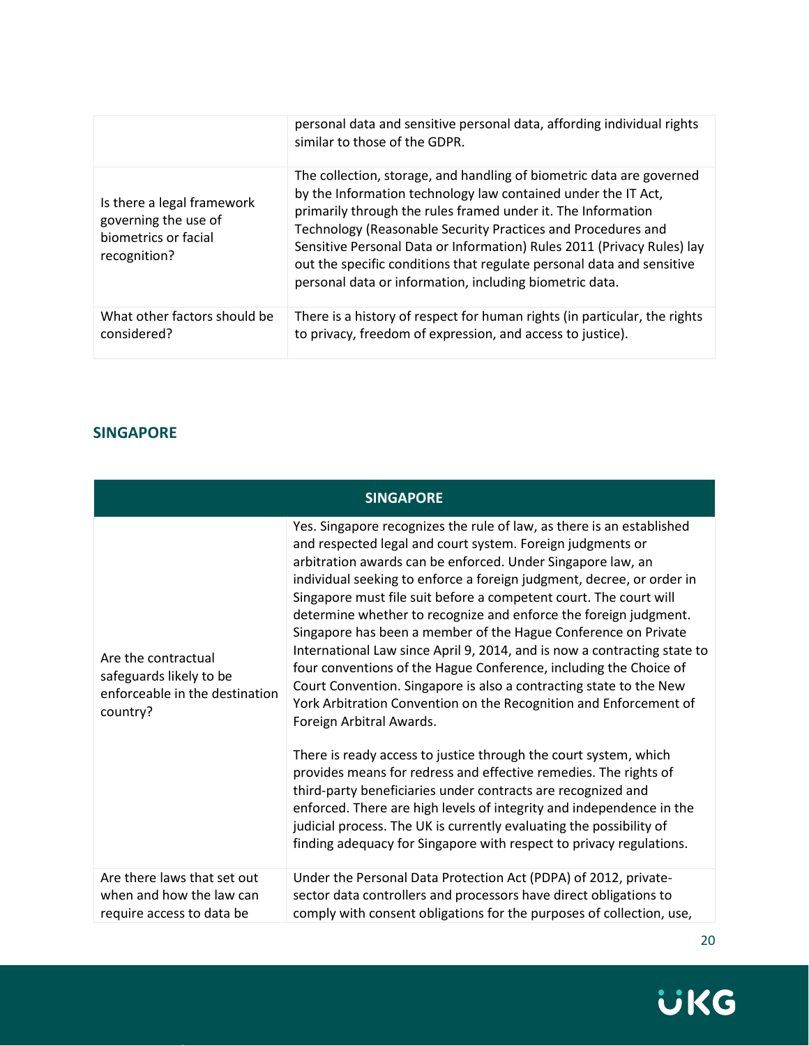| | |
|---|---|
| | personal data and sensitive personal data, affording individual rights similar to those of the GDPR. |
| Is there a legal framework governing the use of biometrics or facial recognition? | The collection, storage, and handling of biometric data are governed by the Information technology law contained under the IT Act, primarily through the rules framed under it. The Information Technology (Reasonable Security Practices and Procedures and Sensitive Personal Data or Information) Rules 2011 (Privacy Rules) lay out the specific conditions that regulate personal data and sensitive personal data or information, including biometric data. |
| What other factors should be considered? | There is a history of respect for human rights (in particular, the rights to privacy, freedom of expression, and access to justice). |

## SINGAPORE

| SINGAPORE | |
|---|---|
| Are the contractual safeguards likely to be enforceable in the destination country? | Yes. Singapore recognizes the rule of law, as there is an established and respected legal and court system. Foreign judgments or arbitration awards can be enforced. Under Singapore law, an individual seeking to enforce a foreign judgment, decree, or order in Singapore must file suit before a competent court. The court will determine whether to recognize and enforce the foreign judgment. Singapore has been a member of the Hague Conference on Private International Law since April 9, 2014, and is now a contracting state to four conventions of the Hague Conference, including the Choice of Court Convention. Singapore is also a contracting state to the New York Arbitration Convention on the Recognition and Enforcement of Foreign Arbitral Awards.<br><br>There is ready access to justice through the court system, which provides means for redress and effective remedies. The rights of third-party beneficiaries under contracts are recognized and enforced. There are high levels of integrity and independence in the judicial process. The UK is currently evaluating the possibility of finding adequacy for Singapore with respect to privacy regulations. |
| Are there laws that set out when and how the law can require access to data be | Under the Personal Data Protection Act (PDPA) of 2012, private-sector data controllers and processors have direct obligations to comply with consent obligations for the purposes of collection, use, |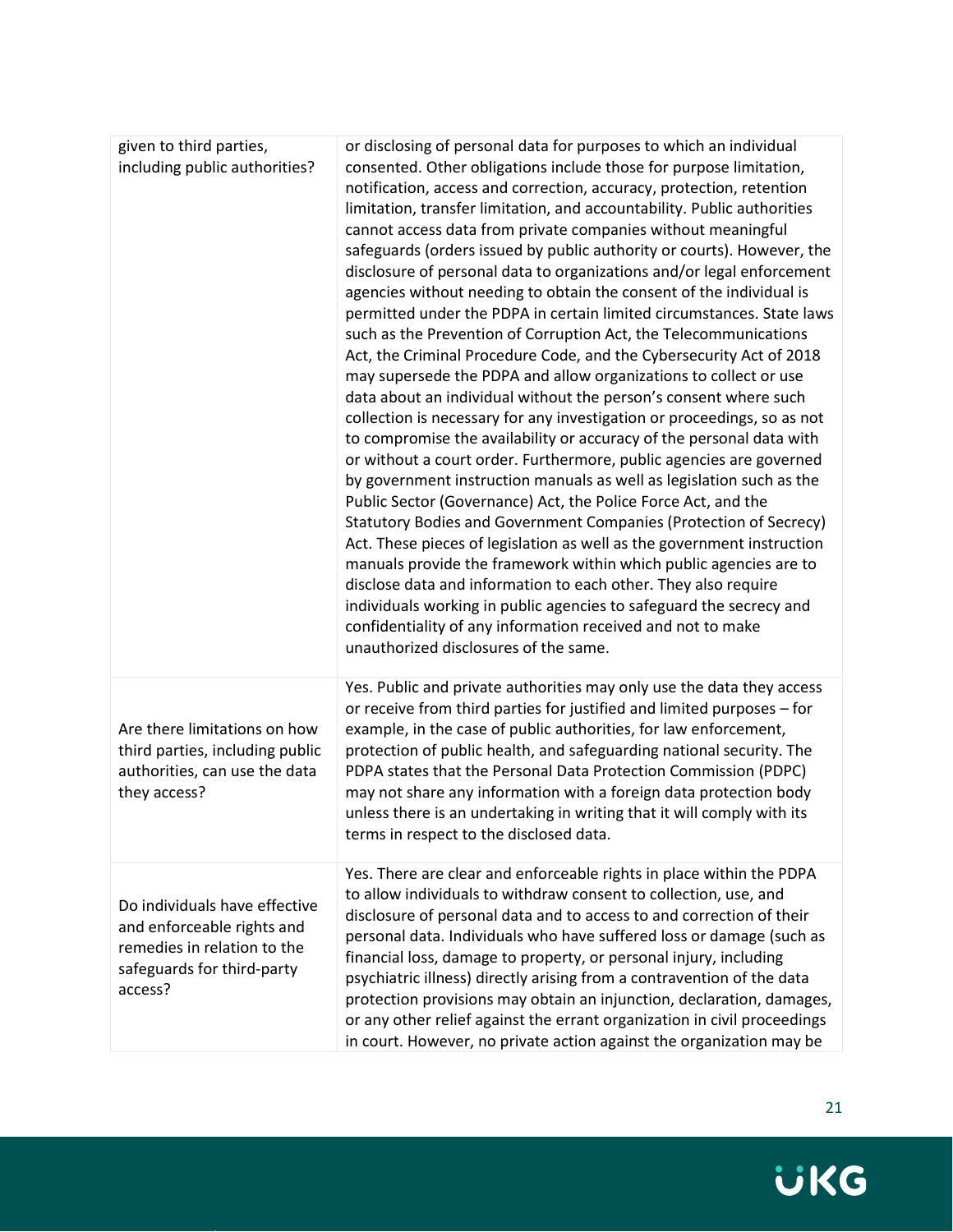| | |
|---|---|
| given to third parties, including public authorities? | or disclosing of personal data for purposes to which an individual consented. Other obligations include those for purpose limitation, notification, access and correction, accuracy, protection, retention limitation, transfer limitation, and accountability. Public authorities cannot access data from private companies without meaningful safeguards (orders issued by public authority or courts). However, the disclosure of personal data to organizations and/or legal enforcement agencies without needing to obtain the consent of the individual is permitted under the PDPA in certain limited circumstances. State laws such as the Prevention of Corruption Act, the Telecommunications Act, the Criminal Procedure Code, and the Cybersecurity Act of 2018 may supersede the PDPA and allow organizations to collect or use data about an individual without the person's consent where such collection is necessary for any investigation or proceedings, so as not to compromise the availability or accuracy of the personal data with or without a court order. Furthermore, public agencies are governed by government instruction manuals as well as legislation such as the Public Sector (Governance) Act, the Police Force Act, and the Statutory Bodies and Government Companies (Protection of Secrecy) Act. These pieces of legislation as well as the government instruction manuals provide the framework within which public agencies are to disclose data and information to each other. They also require individuals working in public agencies to safeguard the secrecy and confidentiality of any information received and not to make unauthorized disclosures of the same. |
| Are there limitations on how third parties, including public authorities, can use the data they access? | Yes. Public and private authorities may only use the data they access or receive from third parties for justified and limited purposes – for example, in the case of public authorities, for law enforcement, protection of public health, and safeguarding national security. The PDPA states that the Personal Data Protection Commission (PDPC) may not share any information with a foreign data protection body unless there is an undertaking in writing that it will comply with its terms in respect to the disclosed data. |
| Do individuals have effective and enforceable rights and remedies in relation to the safeguards for third-party access? | Yes. There are clear and enforceable rights in place within the PDPA to allow individuals to withdraw consent to collection, use, and disclosure of personal data and to access to and correction of their personal data. Individuals who have suffered loss or damage (such as financial loss, damage to property, or personal injury, including psychiatric illness) directly arising from a contravention of the data protection provisions may obtain an injunction, declaration, damages, or any other relief against the errant organization in civil proceedings in court. However, no private action against the organization may be |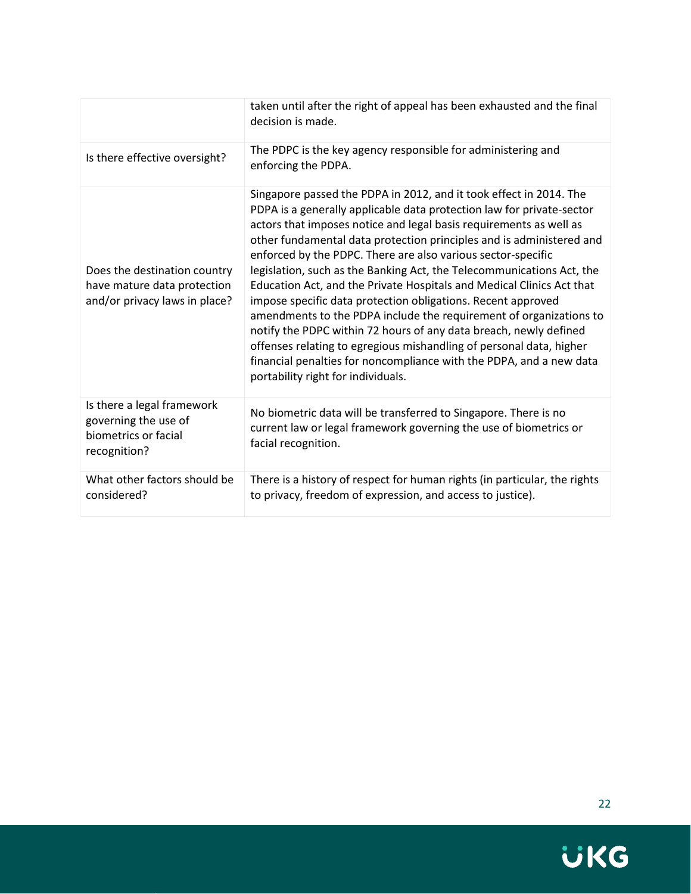| | |
|---|---|
| | taken until after the right of appeal has been exhausted and the final decision is made. |
| Is there effective oversight? | The PDPC is the key agency responsible for administering and enforcing the PDPA. |
| Does the destination country have mature data protection and/or privacy laws in place? | Singapore passed the PDPA in 2012, and it took effect in 2014. The PDPA is a generally applicable data protection law for private-sector actors that imposes notice and legal basis requirements as well as other fundamental data protection principles and is administered and enforced by the PDPC. There are also various sector-specific legislation, such as the Banking Act, the Telecommunications Act, the Education Act, and the Private Hospitals and Medical Clinics Act that impose specific data protection obligations. Recent approved amendments to the PDPA include the requirement of organizations to notify the PDPC within 72 hours of any data breach, newly defined offenses relating to egregious mishandling of personal data, higher financial penalties for noncompliance with the PDPA, and a new data portability right for individuals. |
| Is there a legal framework governing the use of biometrics or facial recognition? | No biometric data will be transferred to Singapore. There is no current law or legal framework governing the use of biometrics or facial recognition. |
| What other factors should be considered? | There is a history of respect for human rights (in particular, the rights to privacy, freedom of expression, and access to justice). |